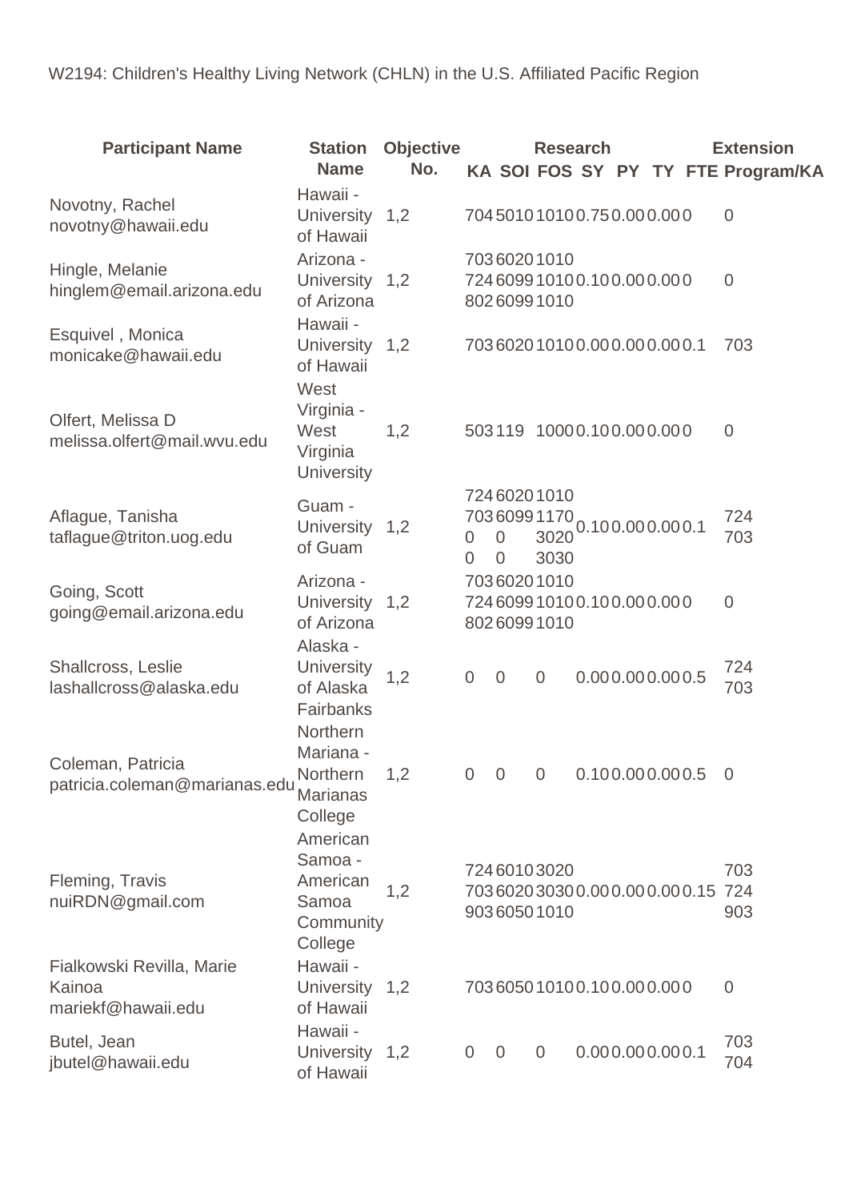W2194: Children's Healthy Living Network (CHLN) in the U.S. Affiliated Pacific Region

| Participant Name | Station Name | Objective No. | Research | | | | | | | Extension |
|---|---|---|---|---|---|---|---|---|---|---|
| | | | KA | SOI | FOS | SY | PY | TY | FTE | Program/KA |
| Novotny, Rachel<br>novotny@hawaii.edu | Hawaii - University of Hawaii | 1,2 | 704 | 5010 | 1010 | 0.75 | 0.00 | 0.00 | 0 | 0 |
| Hingle, Melanie<br>hinglem@email.arizona.edu | Arizona - University of Arizona | 1,2 | 703<br>724<br>802 | 6020<br>6099<br>6099 | 1010<br>1010<br>1010 | 0.10 | 0.00 | 0.00 | 0 | 0 |
| Esquivel , Monica<br>monicake@hawaii.edu | Hawaii - University of Hawaii | 1,2 | 703 | 6020 | 1010 | 0.00 | 0.00 | 0.00 | 0.1 | 703 |
| Olfert, Melissa D<br>melissa.olfert@mail.wvu.edu | West Virginia - West Virginia University | 1,2 | 503 | 119 | 1000 | 0.10 | 0.00 | 0.00 | 0 | 0 |
| Aflague, Tanisha<br>taflague@triton.uog.edu | Guam - University of Guam | 1,2 | 724<br>703<br>0<br>0 | 6020<br>6099<br>0<br>0 | 1010<br>1170<br>3020<br>3030 | 0.10 | 0.00 | 0.00 | 0.1 | 724<br>703 |
| Going, Scott<br>going@email.arizona.edu | Arizona - University of Arizona | 1,2 | 703<br>724<br>802 | 6020<br>6099<br>6099 | 1010<br>1010<br>1010 | 0.10 | 0.00 | 0.00 | 0 | 0 |
| Shallcross, Leslie<br>lashallcross@alaska.edu | Alaska - University of Alaska Fairbanks | 1,2 | 0 | 0 | 0 | 0.00 | 0.00 | 0.00 | 0.5 | 724<br>703 |
| Coleman, Patricia<br>patricia.coleman@marianas.edu | Northern Mariana - Northern Marianas College | 1,2 | 0 | 0 | 0 | 0.10 | 0.00 | 0.00 | 0.5 | 0 |
| Fleming, Travis<br>nuiRDN@gmail.com | American Samoa - American Samoa Community College | 1,2 | 724<br>703<br>903 | 6010<br>6020<br>6050 | 3020<br>3030<br>1010 | 0.00 | 0.00 | 0.00 | 0.15 | 703<br>724<br>903 |
| Fialkowski Revilla, Marie Kainoa<br>mariekf@hawaii.edu | Hawaii - University of Hawaii | 1,2 | 703 | 6050 | 1010 | 0.10 | 0.00 | 0.00 | 0 | 0 |
| Butel, Jean<br>jbutel@hawaii.edu | Hawaii - University of Hawaii | 1,2 | 0 | 0 | 0 | 0.00 | 0.00 | 0.00 | 0.1 | 703<br>704 |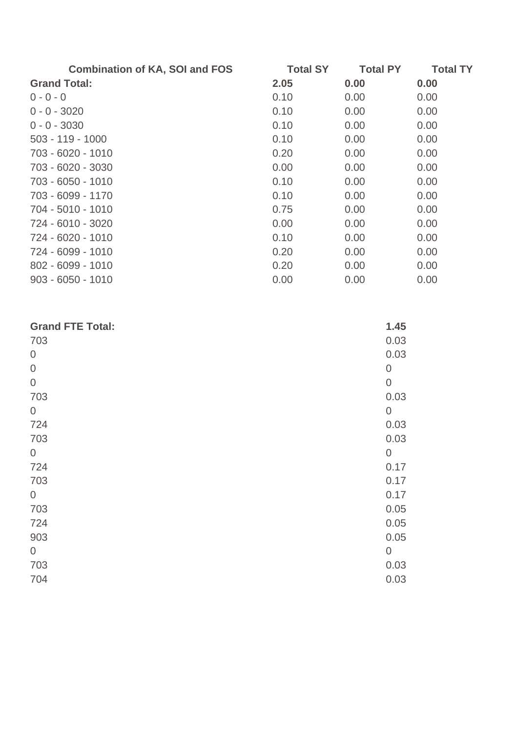| Combination of KA, SOI and FOS | Total SY | Total PY | Total TY |
|---|---|---|---|
| **Grand Total:** | **2.05** | **0.00** | **0.00** |
| 0 - 0 - 0 | 0.10 | 0.00 | 0.00 |
| 0 - 0 - 3020 | 0.10 | 0.00 | 0.00 |
| 0 - 0 - 3030 | 0.10 | 0.00 | 0.00 |
| 503 - 119 - 1000 | 0.10 | 0.00 | 0.00 |
| 703 - 6020 - 1010 | 0.20 | 0.00 | 0.00 |
| 703 - 6020 - 3030 | 0.00 | 0.00 | 0.00 |
| 703 - 6050 - 1010 | 0.10 | 0.00 | 0.00 |
| 703 - 6099 - 1170 | 0.10 | 0.00 | 0.00 |
| 704 - 5010 - 1010 | 0.75 | 0.00 | 0.00 |
| 724 - 6010 - 3020 | 0.00 | 0.00 | 0.00 |
| 724 - 6020 - 1010 | 0.10 | 0.00 | 0.00 |
| 724 - 6099 - 1010 | 0.20 | 0.00 | 0.00 |
| 802 - 6099 - 1010 | 0.20 | 0.00 | 0.00 |
| 903 - 6050 - 1010 | 0.00 | 0.00 | 0.00 |

| | |
|---|---|
| **Grand FTE Total:** | **1.45** |
| 703 | 0.03 |
| 0 | 0.03 |
| 0 | 0 |
| 0 | 0 |
| 703 | 0.03 |
| 0 | 0 |
| 724 | 0.03 |
| 703 | 0.03 |
| 0 | 0 |
| 724 | 0.17 |
| 703 | 0.17 |
| 0 | 0.17 |
| 703 | 0.05 |
| 724 | 0.05 |
| 903 | 0.05 |
| 0 | 0 |
| 703 | 0.03 |
| 704 | 0.03 |